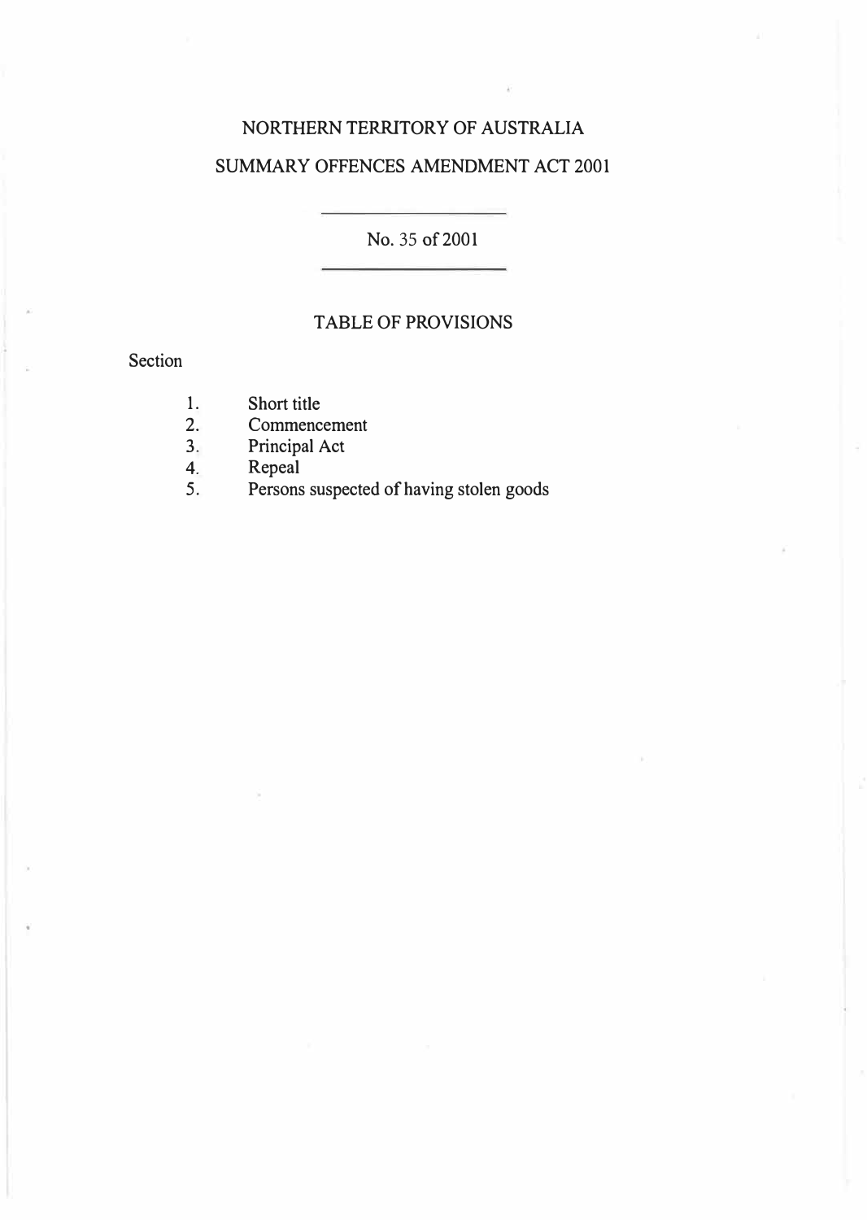# NORTHERN TERRITORY OF AUSTRALIA

## SUMMARY OFFENCES AMENDMENT ACT 2001

No. 35 of 2001

### TABLE OF PROVISIONS

Section

1. Short title
2. Commencement
3. Principal Act
4. Repeal
5. Persons suspected of having stolen goods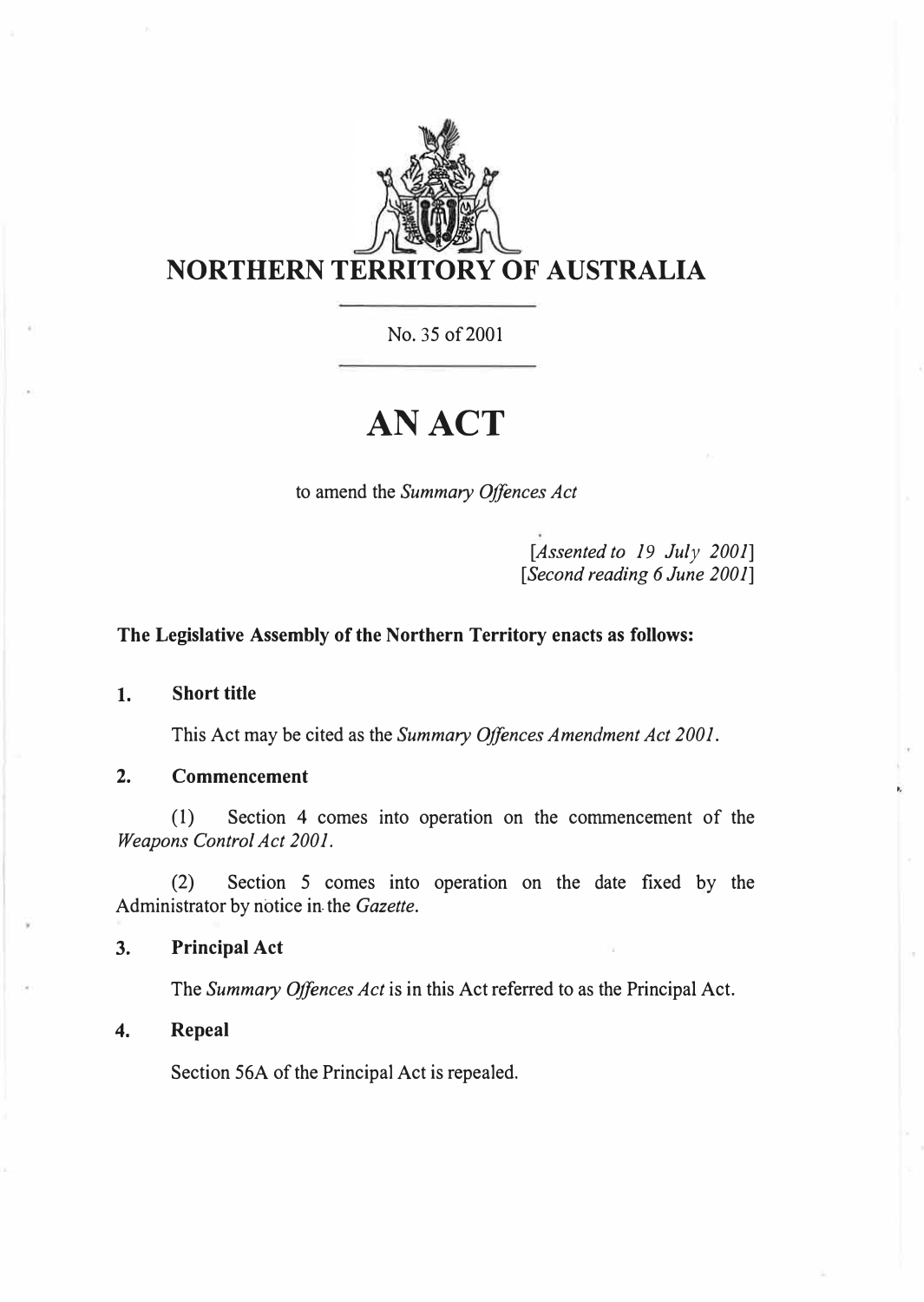# NORTHERN TERRITORY OF AUSTRALIA

No. 35 of 2001

# AN ACT

to amend the *Summary Offences Act*

[*Assented to 19 July 2001*]
[*Second reading 6 June 2001*]

**The Legislative Assembly of the Northern Territory enacts as follows:**

### 1. Short title

This Act may be cited as the *Summary Offences Amendment Act 2001*.

### 2. Commencement

(1) Section 4 comes into operation on the commencement of the *Weapons Control Act 2001*.

(2) Section 5 comes into operation on the date fixed by the Administrator by notice in the *Gazette*.

### 3. Principal Act

The *Summary Offences Act* is in this Act referred to as the Principal Act.

### 4. Repeal

Section 56A of the Principal Act is repealed.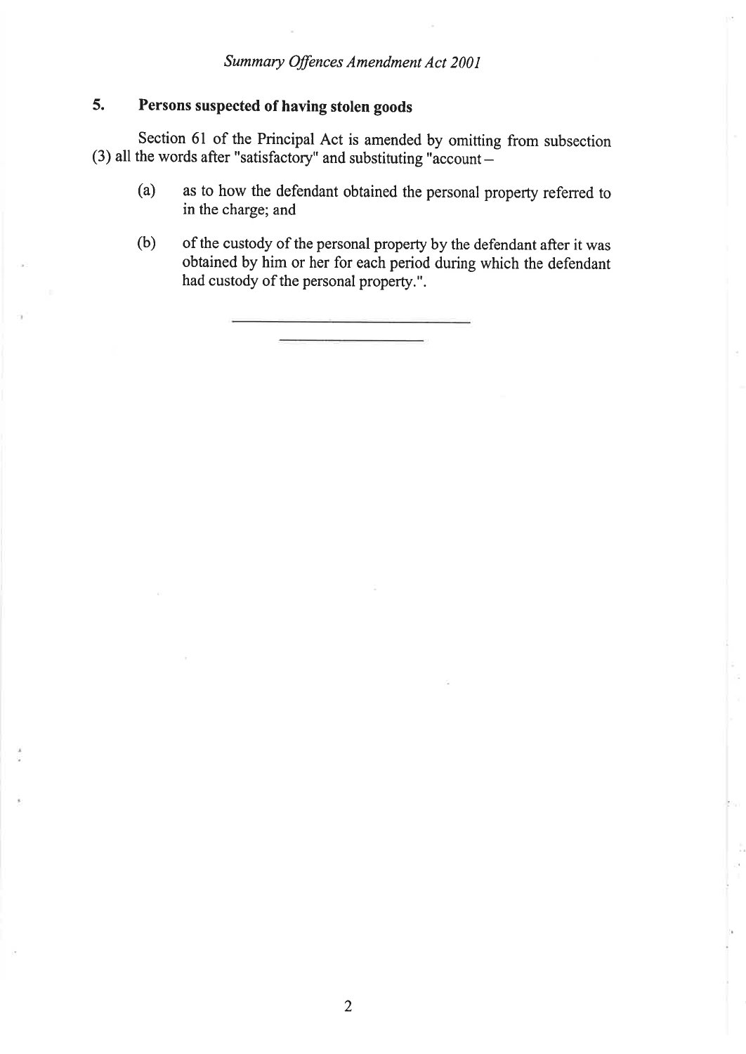## 5. Persons suspected of having stolen goods

Section 61 of the Principal Act is amended by omitting from subsection (3) all the words after "satisfactory" and substituting "account –

(a) as to how the defendant obtained the personal property referred to in the charge; and

(b) of the custody of the personal property by the defendant after it was obtained by him or her for each period during which the defendant had custody of the personal property.".